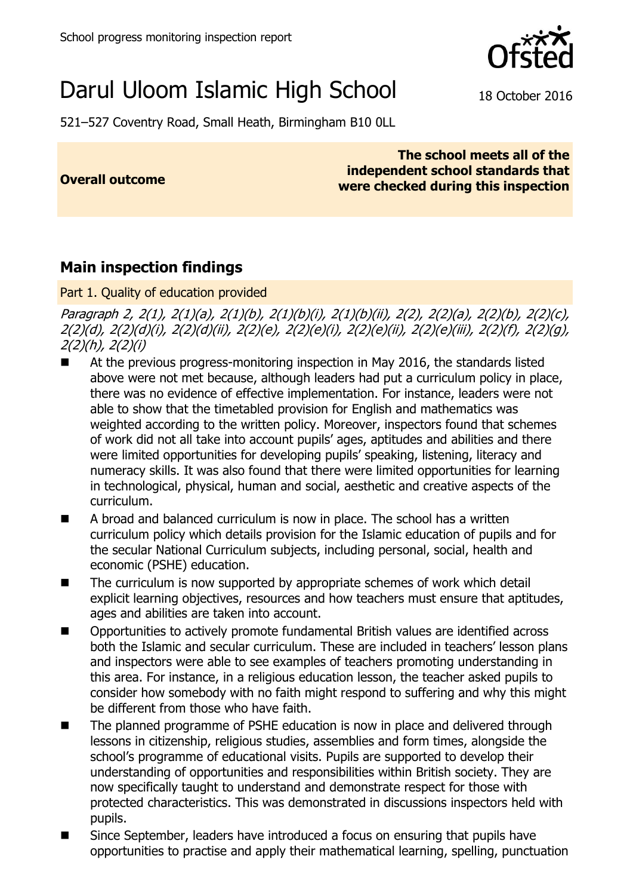# Darul Uloom Islamic High School

18 October 2016

521–527 Coventry Road, Small Heath, Birmingham B10 0LL

| **Overall outcome** | **The school meets all of the independent school standards that were checked during this inspection** |
|---|---|

## Main inspection findings

### Part 1. Quality of education provided

*Paragraph 2, 2(1), 2(1)(a), 2(1)(b), 2(1)(b)(i), 2(1)(b)(ii), 2(2), 2(2)(a), 2(2)(b), 2(2)(c), 2(2)(d), 2(2)(d)(i), 2(2)(d)(ii), 2(2)(e), 2(2)(e)(i), 2(2)(e)(ii), 2(2)(e)(iii), 2(2)(f), 2(2)(g), 2(2)(h), 2(2)(i)*

- At the previous progress-monitoring inspection in May 2016, the standards listed above were not met because, although leaders had put a curriculum policy in place, there was no evidence of effective implementation. For instance, leaders were not able to show that the timetabled provision for English and mathematics was weighted according to the written policy. Moreover, inspectors found that schemes of work did not all take into account pupils' ages, aptitudes and abilities and there were limited opportunities for developing pupils' speaking, listening, literacy and numeracy skills. It was also found that there were limited opportunities for learning in technological, physical, human and social, aesthetic and creative aspects of the curriculum.
- A broad and balanced curriculum is now in place. The school has a written curriculum policy which details provision for the Islamic education of pupils and for the secular National Curriculum subjects, including personal, social, health and economic (PSHE) education.
- The curriculum is now supported by appropriate schemes of work which detail explicit learning objectives, resources and how teachers must ensure that aptitudes, ages and abilities are taken into account.
- Opportunities to actively promote fundamental British values are identified across both the Islamic and secular curriculum. These are included in teachers' lesson plans and inspectors were able to see examples of teachers promoting understanding in this area. For instance, in a religious education lesson, the teacher asked pupils to consider how somebody with no faith might respond to suffering and why this might be different from those who have faith.
- The planned programme of PSHE education is now in place and delivered through lessons in citizenship, religious studies, assemblies and form times, alongside the school's programme of educational visits. Pupils are supported to develop their understanding of opportunities and responsibilities within British society. They are now specifically taught to understand and demonstrate respect for those with protected characteristics. This was demonstrated in discussions inspectors held with pupils.
- Since September, leaders have introduced a focus on ensuring that pupils have opportunities to practise and apply their mathematical learning, spelling, punctuation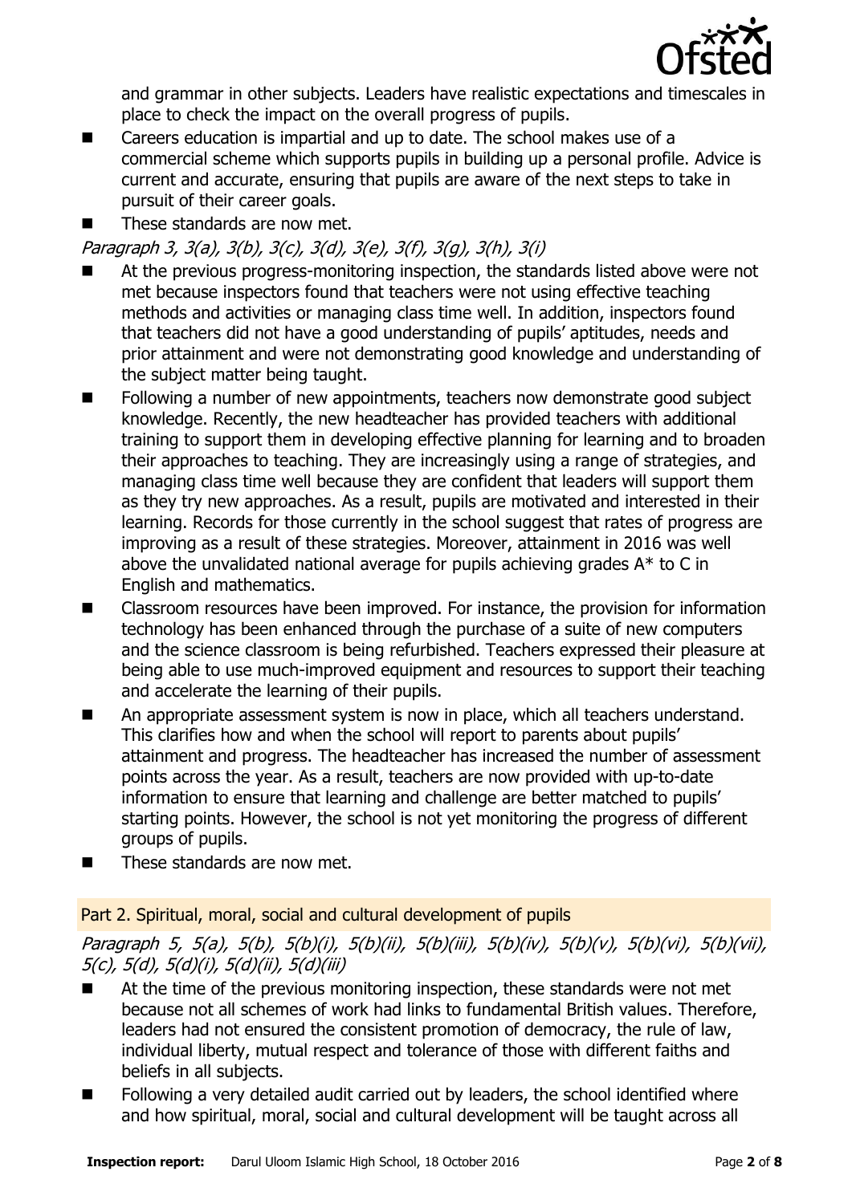and grammar in other subjects. Leaders have realistic expectations and timescales in place to check the impact on the overall progress of pupils.

- Careers education is impartial and up to date. The school makes use of a commercial scheme which supports pupils in building up a personal profile. Advice is current and accurate, ensuring that pupils are aware of the next steps to take in pursuit of their career goals.
- These standards are now met.

*Paragraph 3, 3(a), 3(b), 3(c), 3(d), 3(e), 3(f), 3(g), 3(h), 3(i)*

- At the previous progress-monitoring inspection, the standards listed above were not met because inspectors found that teachers were not using effective teaching methods and activities or managing class time well. In addition, inspectors found that teachers did not have a good understanding of pupils' aptitudes, needs and prior attainment and were not demonstrating good knowledge and understanding of the subject matter being taught.
- Following a number of new appointments, teachers now demonstrate good subject knowledge. Recently, the new headteacher has provided teachers with additional training to support them in developing effective planning for learning and to broaden their approaches to teaching. They are increasingly using a range of strategies, and managing class time well because they are confident that leaders will support them as they try new approaches. As a result, pupils are motivated and interested in their learning. Records for those currently in the school suggest that rates of progress are improving as a result of these strategies. Moreover, attainment in 2016 was well above the unvalidated national average for pupils achieving grades A* to C in English and mathematics.
- Classroom resources have been improved. For instance, the provision for information technology has been enhanced through the purchase of a suite of new computers and the science classroom is being refurbished. Teachers expressed their pleasure at being able to use much-improved equipment and resources to support their teaching and accelerate the learning of their pupils.
- An appropriate assessment system is now in place, which all teachers understand. This clarifies how and when the school will report to parents about pupils' attainment and progress. The headteacher has increased the number of assessment points across the year. As a result, teachers are now provided with up-to-date information to ensure that learning and challenge are better matched to pupils' starting points. However, the school is not yet monitoring the progress of different groups of pupils.
- These standards are now met.

## Part 2. Spiritual, moral, social and cultural development of pupils

*Paragraph 5, 5(a), 5(b), 5(b)(i), 5(b)(ii), 5(b)(iii), 5(b)(iv), 5(b)(v), 5(b)(vi), 5(b)(vii), 5(c), 5(d), 5(d)(i), 5(d)(ii), 5(d)(iii)*

- At the time of the previous monitoring inspection, these standards were not met because not all schemes of work had links to fundamental British values. Therefore, leaders had not ensured the consistent promotion of democracy, the rule of law, individual liberty, mutual respect and tolerance of those with different faiths and beliefs in all subjects.
- Following a very detailed audit carried out by leaders, the school identified where and how spiritual, moral, social and cultural development will be taught across all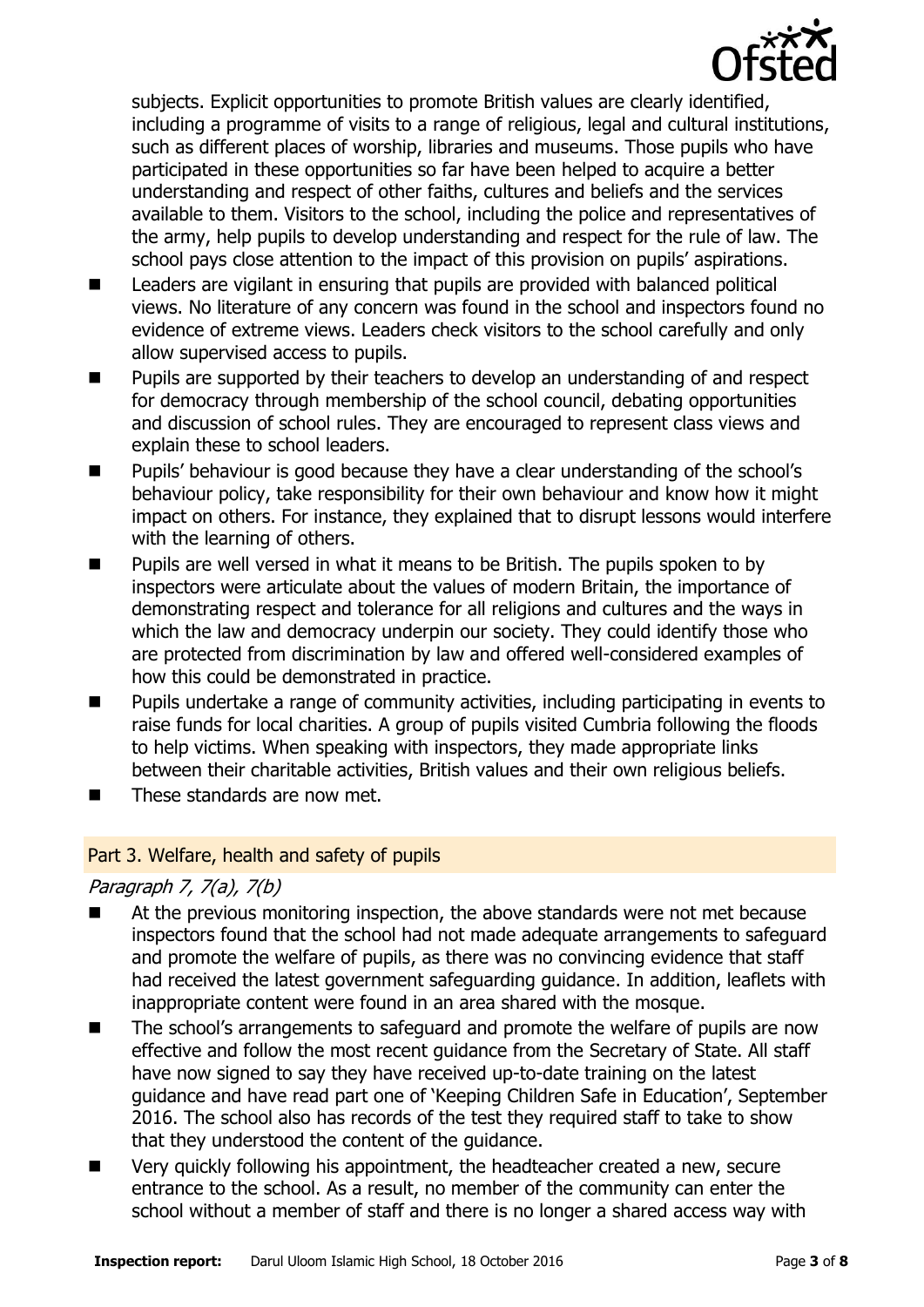subjects. Explicit opportunities to promote British values are clearly identified, including a programme of visits to a range of religious, legal and cultural institutions, such as different places of worship, libraries and museums. Those pupils who have participated in these opportunities so far have been helped to acquire a better understanding and respect of other faiths, cultures and beliefs and the services available to them. Visitors to the school, including the police and representatives of the army, help pupils to develop understanding and respect for the rule of law. The school pays close attention to the impact of this provision on pupils' aspirations.

- Leaders are vigilant in ensuring that pupils are provided with balanced political views. No literature of any concern was found in the school and inspectors found no evidence of extreme views. Leaders check visitors to the school carefully and only allow supervised access to pupils.
- Pupils are supported by their teachers to develop an understanding of and respect for democracy through membership of the school council, debating opportunities and discussion of school rules. They are encouraged to represent class views and explain these to school leaders.
- Pupils' behaviour is good because they have a clear understanding of the school's behaviour policy, take responsibility for their own behaviour and know how it might impact on others. For instance, they explained that to disrupt lessons would interfere with the learning of others.
- Pupils are well versed in what it means to be British. The pupils spoken to by inspectors were articulate about the values of modern Britain, the importance of demonstrating respect and tolerance for all religions and cultures and the ways in which the law and democracy underpin our society. They could identify those who are protected from discrimination by law and offered well-considered examples of how this could be demonstrated in practice.
- Pupils undertake a range of community activities, including participating in events to raise funds for local charities. A group of pupils visited Cumbria following the floods to help victims. When speaking with inspectors, they made appropriate links between their charitable activities, British values and their own religious beliefs.
- These standards are now met.

## Part 3. Welfare, health and safety of pupils

*Paragraph 7, 7(a), 7(b)*

- At the previous monitoring inspection, the above standards were not met because inspectors found that the school had not made adequate arrangements to safeguard and promote the welfare of pupils, as there was no convincing evidence that staff had received the latest government safeguarding guidance. In addition, leaflets with inappropriate content were found in an area shared with the mosque.
- The school's arrangements to safeguard and promote the welfare of pupils are now effective and follow the most recent guidance from the Secretary of State. All staff have now signed to say they have received up-to-date training on the latest guidance and have read part one of 'Keeping Children Safe in Education', September 2016. The school also has records of the test they required staff to take to show that they understood the content of the guidance.
- Very quickly following his appointment, the headteacher created a new, secure entrance to the school. As a result, no member of the community can enter the school without a member of staff and there is no longer a shared access way with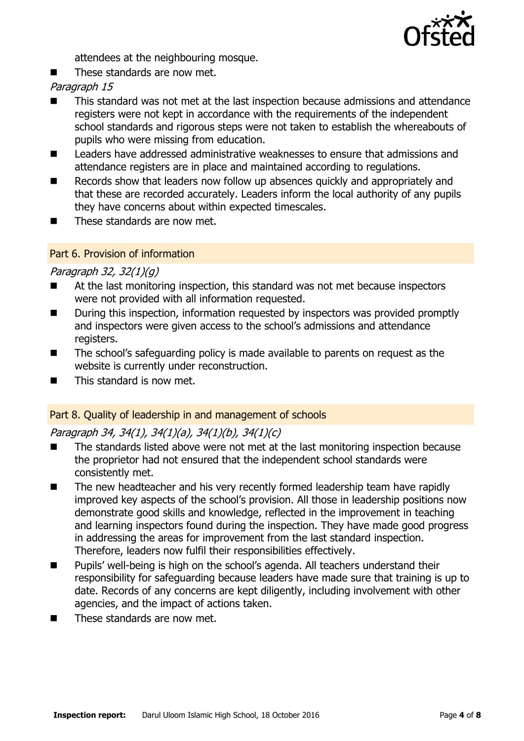attendees at the neighbouring mosque.

- These standards are now met.

*Paragraph 15*

- This standard was not met at the last inspection because admissions and attendance registers were not kept in accordance with the requirements of the independent school standards and rigorous steps were not taken to establish the whereabouts of pupils who were missing from education.
- Leaders have addressed administrative weaknesses to ensure that admissions and attendance registers are in place and maintained according to regulations.
- Records show that leaders now follow up absences quickly and appropriately and that these are recorded accurately. Leaders inform the local authority of any pupils they have concerns about within expected timescales.
- These standards are now met.

## Part 6. Provision of information

*Paragraph 32, 32(1)(g)*

- At the last monitoring inspection, this standard was not met because inspectors were not provided with all information requested.
- During this inspection, information requested by inspectors was provided promptly and inspectors were given access to the school's admissions and attendance registers.
- The school's safeguarding policy is made available to parents on request as the website is currently under reconstruction.
- This standard is now met.

## Part 8. Quality of leadership in and management of schools

*Paragraph 34, 34(1), 34(1)(a), 34(1)(b), 34(1)(c)*

- The standards listed above were not met at the last monitoring inspection because the proprietor had not ensured that the independent school standards were consistently met.
- The new headteacher and his very recently formed leadership team have rapidly improved key aspects of the school's provision. All those in leadership positions now demonstrate good skills and knowledge, reflected in the improvement in teaching and learning inspectors found during the inspection. They have made good progress in addressing the areas for improvement from the last standard inspection. Therefore, leaders now fulfil their responsibilities effectively.
- Pupils' well-being is high on the school's agenda. All teachers understand their responsibility for safeguarding because leaders have made sure that training is up to date. Records of any concerns are kept diligently, including involvement with other agencies, and the impact of actions taken.
- These standards are now met.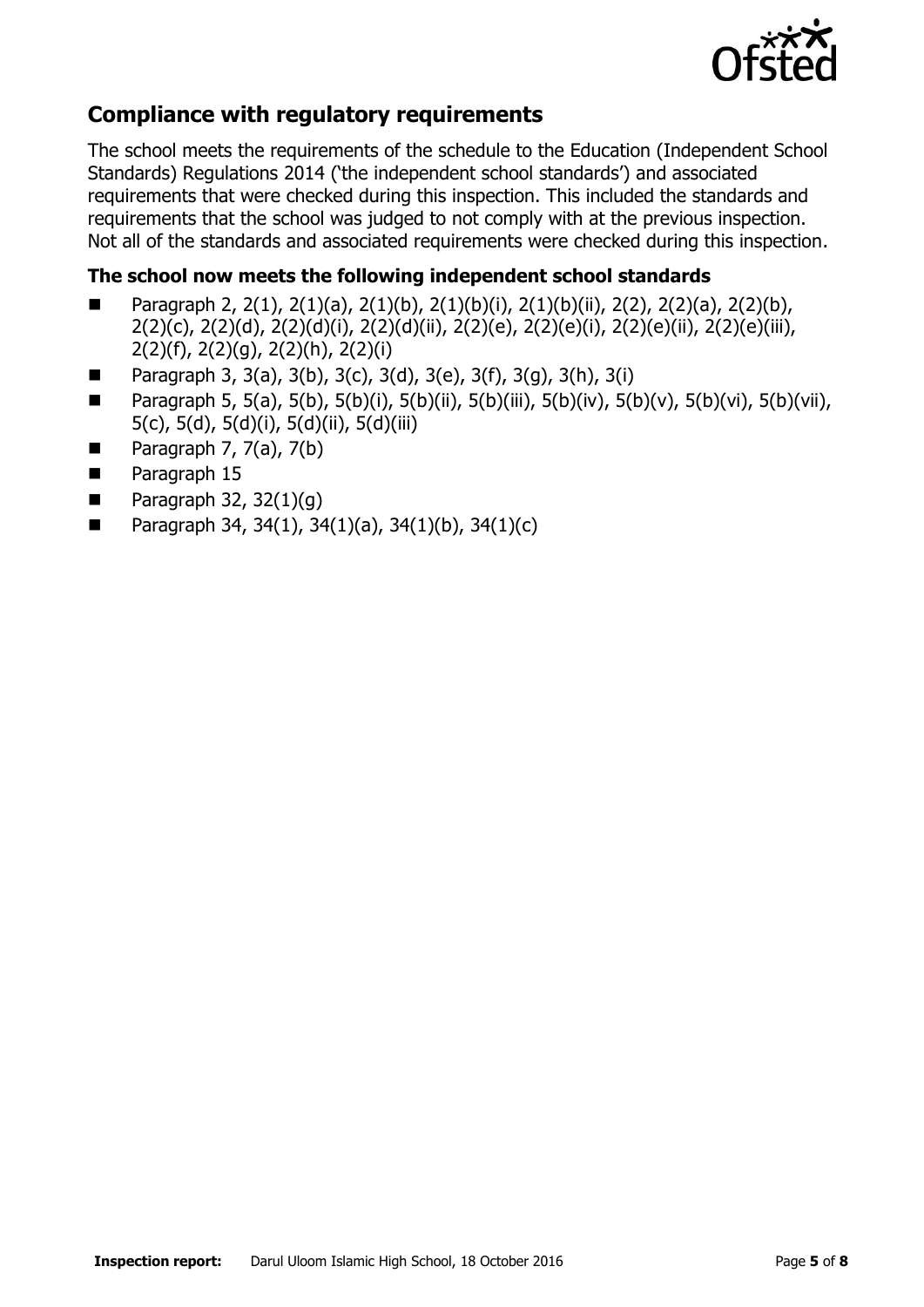## Compliance with regulatory requirements

The school meets the requirements of the schedule to the Education (Independent School Standards) Regulations 2014 ('the independent school standards') and associated requirements that were checked during this inspection. This included the standards and requirements that the school was judged to not comply with at the previous inspection. Not all of the standards and associated requirements were checked during this inspection.

### The school now meets the following independent school standards

- Paragraph 2, 2(1), 2(1)(a), 2(1)(b), 2(1)(b)(i), 2(1)(b)(ii), 2(2), 2(2)(a), 2(2)(b), 2(2)(c), 2(2)(d), 2(2)(d)(i), 2(2)(d)(ii), 2(2)(e), 2(2)(e)(i), 2(2)(e)(ii), 2(2)(e)(iii), 2(2)(f), 2(2)(g), 2(2)(h), 2(2)(i)
- Paragraph 3, 3(a), 3(b), 3(c), 3(d), 3(e), 3(f), 3(g), 3(h), 3(i)
- Paragraph 5, 5(a), 5(b), 5(b)(i), 5(b)(ii), 5(b)(iii), 5(b)(iv), 5(b)(v), 5(b)(vi), 5(b)(vii), 5(c), 5(d), 5(d)(i), 5(d)(ii), 5(d)(iii)
- Paragraph 7, 7(a), 7(b)
- Paragraph 15
- Paragraph 32, 32(1)(g)
- Paragraph 34, 34(1), 34(1)(a), 34(1)(b), 34(1)(c)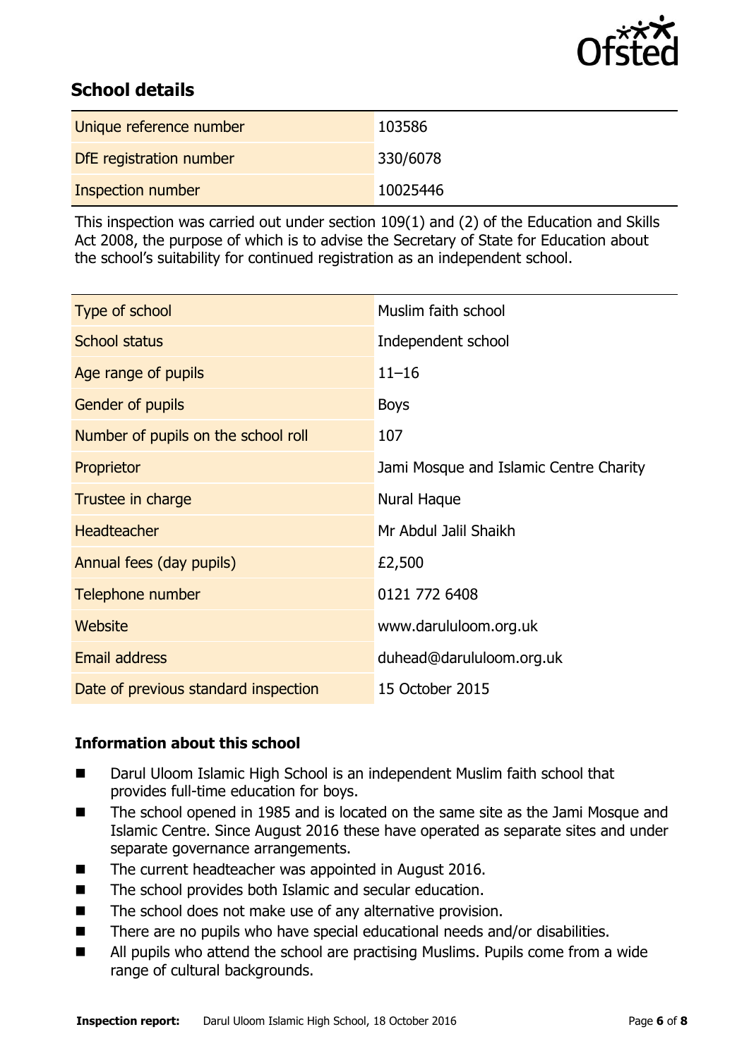## School details

| Unique reference number | 103586 |
| --- | --- |
| DfE registration number | 330/6078 |
| Inspection number | 10025446 |

This inspection was carried out under section 109(1) and (2) of the Education and Skills Act 2008, the purpose of which is to advise the Secretary of State for Education about the school's suitability for continued registration as an independent school.

| Type of school | Muslim faith school |
| --- | --- |
| School status | Independent school |
| Age range of pupils | 11–16 |
| Gender of pupils | Boys |
| Number of pupils on the school roll | 107 |
| Proprietor | Jami Mosque and Islamic Centre Charity |
| Trustee in charge | Nural Haque |
| Headteacher | Mr Abdul Jalil Shaikh |
| Annual fees (day pupils) | £2,500 |
| Telephone number | 0121 772 6408 |
| Website | www.darululoom.org.uk |
| Email address | duhead@darululoom.org.uk |
| Date of previous standard inspection | 15 October 2015 |

### Information about this school

- Darul Uloom Islamic High School is an independent Muslim faith school that provides full-time education for boys.
- The school opened in 1985 and is located on the same site as the Jami Mosque and Islamic Centre. Since August 2016 these have operated as separate sites and under separate governance arrangements.
- The current headteacher was appointed in August 2016.
- The school provides both Islamic and secular education.
- The school does not make use of any alternative provision.
- There are no pupils who have special educational needs and/or disabilities.
- All pupils who attend the school are practising Muslims. Pupils come from a wide range of cultural backgrounds.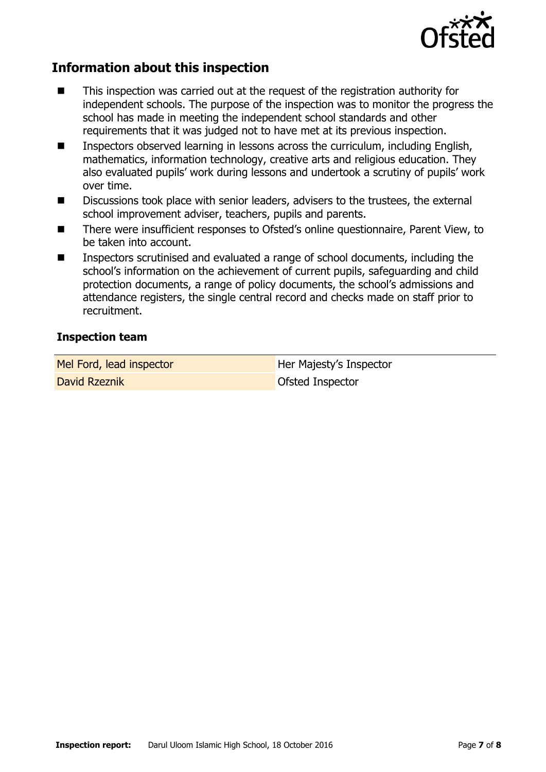## Information about this inspection

- This inspection was carried out at the request of the registration authority for independent schools. The purpose of the inspection was to monitor the progress the school has made in meeting the independent school standards and other requirements that it was judged not to have met at its previous inspection.
- Inspectors observed learning in lessons across the curriculum, including English, mathematics, information technology, creative arts and religious education. They also evaluated pupils' work during lessons and undertook a scrutiny of pupils' work over time.
- Discussions took place with senior leaders, advisers to the trustees, the external school improvement adviser, teachers, pupils and parents.
- There were insufficient responses to Ofsted's online questionnaire, Parent View, to be taken into account.
- Inspectors scrutinised and evaluated a range of school documents, including the school's information on the achievement of current pupils, safeguarding and child protection documents, a range of policy documents, the school's admissions and attendance registers, the single central record and checks made on staff prior to recruitment.

### Inspection team

| | |
|---|---|
| Mel Ford, lead inspector | Her Majesty's Inspector |
| David Rzeznik | Ofsted Inspector |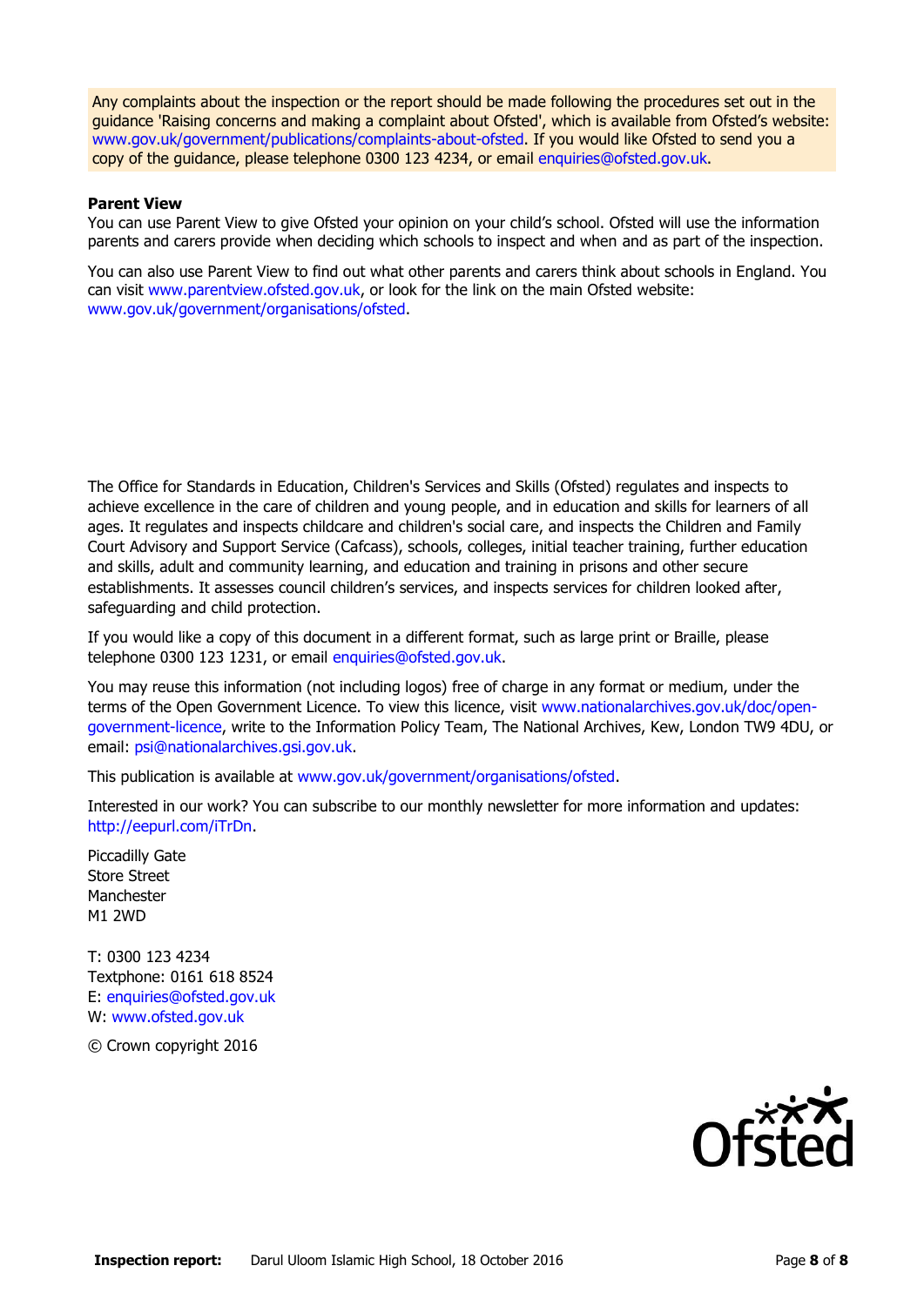Any complaints about the inspection or the report should be made following the procedures set out in the guidance 'Raising concerns and making a complaint about Ofsted', which is available from Ofsted's website: www.gov.uk/government/publications/complaints-about-ofsted. If you would like Ofsted to send you a copy of the guidance, please telephone 0300 123 4234, or email enquiries@ofsted.gov.uk.

**Parent View**

You can use Parent View to give Ofsted your opinion on your child's school. Ofsted will use the information parents and carers provide when deciding which schools to inspect and when and as part of the inspection.

You can also use Parent View to find out what other parents and carers think about schools in England. You can visit www.parentview.ofsted.gov.uk, or look for the link on the main Ofsted website: www.gov.uk/government/organisations/ofsted.

The Office for Standards in Education, Children's Services and Skills (Ofsted) regulates and inspects to achieve excellence in the care of children and young people, and in education and skills for learners of all ages. It regulates and inspects childcare and children's social care, and inspects the Children and Family Court Advisory and Support Service (Cafcass), schools, colleges, initial teacher training, further education and skills, adult and community learning, and education and training in prisons and other secure establishments. It assesses council children's services, and inspects services for children looked after, safeguarding and child protection.

If you would like a copy of this document in a different format, such as large print or Braille, please telephone 0300 123 1231, or email enquiries@ofsted.gov.uk.

You may reuse this information (not including logos) free of charge in any format or medium, under the terms of the Open Government Licence. To view this licence, visit www.nationalarchives.gov.uk/doc/open-government-licence, write to the Information Policy Team, The National Archives, Kew, London TW9 4DU, or email: psi@nationalarchives.gsi.gov.uk.

This publication is available at www.gov.uk/government/organisations/ofsted.

Interested in our work? You can subscribe to our monthly newsletter for more information and updates: http://eepurl.com/iTrDn.

Piccadilly Gate
Store Street
Manchester
M1 2WD

T: 0300 123 4234
Textphone: 0161 618 8524
E: enquiries@ofsted.gov.uk
W: www.ofsted.gov.uk

© Crown copyright 2016

Ofsted